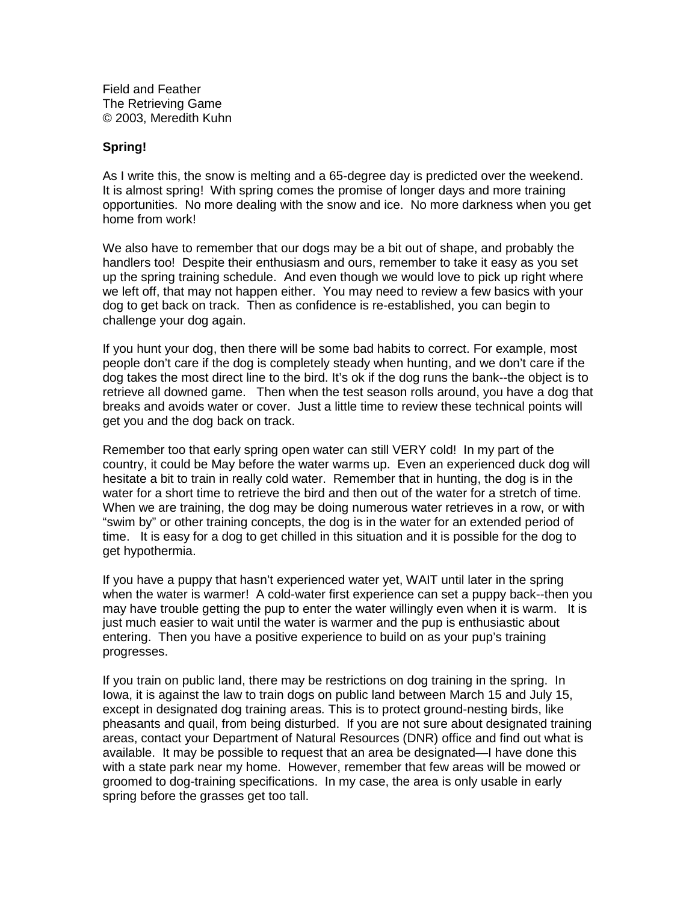Field and Feather
The Retrieving Game
© 2003, Meredith Kuhn

**Spring!**

As I write this, the snow is melting and a 65-degree day is predicted over the weekend. It is almost spring! With spring comes the promise of longer days and more training opportunities. No more dealing with the snow and ice. No more darkness when you get home from work!

We also have to remember that our dogs may be a bit out of shape, and probably the handlers too! Despite their enthusiasm and ours, remember to take it easy as you set up the spring training schedule. And even though we would love to pick up right where we left off, that may not happen either. You may need to review a few basics with your dog to get back on track. Then as confidence is re-established, you can begin to challenge your dog again.

If you hunt your dog, then there will be some bad habits to correct. For example, most people don't care if the dog is completely steady when hunting, and we don't care if the dog takes the most direct line to the bird. It's ok if the dog runs the bank--the object is to retrieve all downed game. Then when the test season rolls around, you have a dog that breaks and avoids water or cover. Just a little time to review these technical points will get you and the dog back on track.

Remember too that early spring open water can still VERY cold! In my part of the country, it could be May before the water warms up. Even an experienced duck dog will hesitate a bit to train in really cold water. Remember that in hunting, the dog is in the water for a short time to retrieve the bird and then out of the water for a stretch of time. When we are training, the dog may be doing numerous water retrieves in a row, or with "swim by" or other training concepts, the dog is in the water for an extended period of time. It is easy for a dog to get chilled in this situation and it is possible for the dog to get hypothermia.

If you have a puppy that hasn't experienced water yet, WAIT until later in the spring when the water is warmer! A cold-water first experience can set a puppy back--then you may have trouble getting the pup to enter the water willingly even when it is warm. It is just much easier to wait until the water is warmer and the pup is enthusiastic about entering. Then you have a positive experience to build on as your pup's training progresses.

If you train on public land, there may be restrictions on dog training in the spring. In Iowa, it is against the law to train dogs on public land between March 15 and July 15, except in designated dog training areas. This is to protect ground-nesting birds, like pheasants and quail, from being disturbed. If you are not sure about designated training areas, contact your Department of Natural Resources (DNR) office and find out what is available. It may be possible to request that an area be designated—I have done this with a state park near my home. However, remember that few areas will be mowed or groomed to dog-training specifications. In my case, the area is only usable in early spring before the grasses get too tall.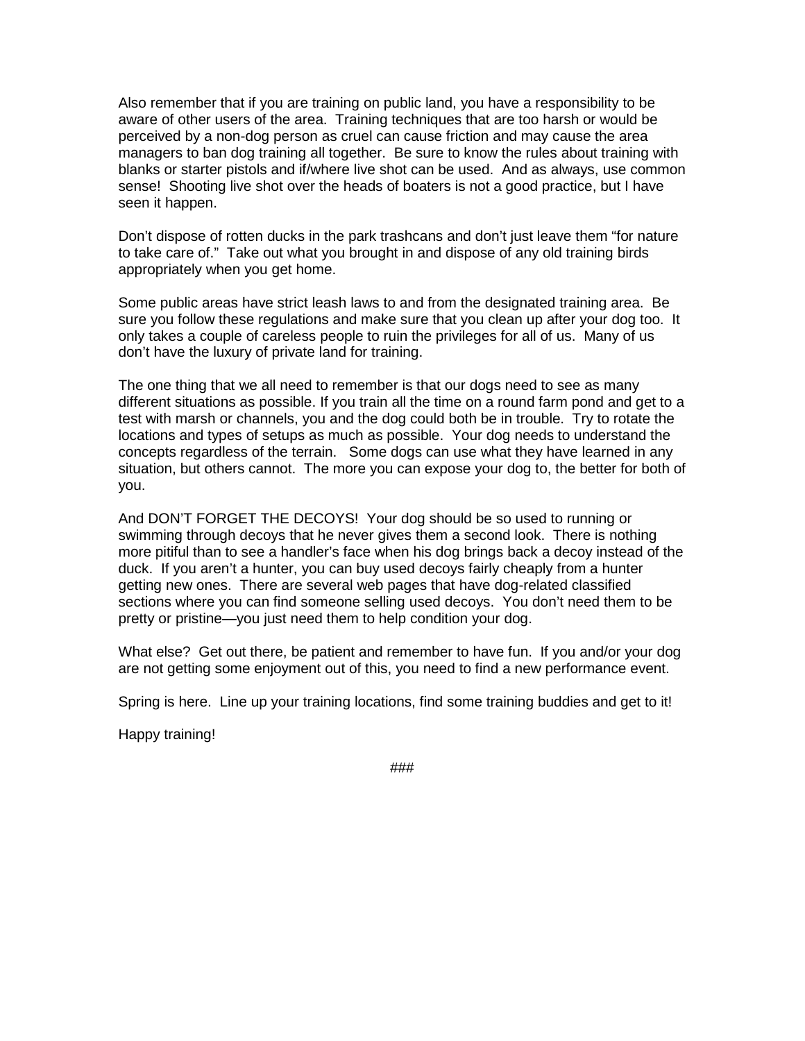Also remember that if you are training on public land, you have a responsibility to be aware of other users of the area. Training techniques that are too harsh or would be perceived by a non-dog person as cruel can cause friction and may cause the area managers to ban dog training all together. Be sure to know the rules about training with blanks or starter pistols and if/where live shot can be used. And as always, use common sense! Shooting live shot over the heads of boaters is not a good practice, but I have seen it happen.

Don't dispose of rotten ducks in the park trashcans and don't just leave them "for nature to take care of." Take out what you brought in and dispose of any old training birds appropriately when you get home.

Some public areas have strict leash laws to and from the designated training area. Be sure you follow these regulations and make sure that you clean up after your dog too. It only takes a couple of careless people to ruin the privileges for all of us. Many of us don't have the luxury of private land for training.

The one thing that we all need to remember is that our dogs need to see as many different situations as possible. If you train all the time on a round farm pond and get to a test with marsh or channels, you and the dog could both be in trouble. Try to rotate the locations and types of setups as much as possible. Your dog needs to understand the concepts regardless of the terrain. Some dogs can use what they have learned in any situation, but others cannot. The more you can expose your dog to, the better for both of you.

And DON'T FORGET THE DECOYS! Your dog should be so used to running or swimming through decoys that he never gives them a second look. There is nothing more pitiful than to see a handler's face when his dog brings back a decoy instead of the duck. If you aren't a hunter, you can buy used decoys fairly cheaply from a hunter getting new ones. There are several web pages that have dog-related classified sections where you can find someone selling used decoys. You don't need them to be pretty or pristine—you just need them to help condition your dog.

What else? Get out there, be patient and remember to have fun. If you and/or your dog are not getting some enjoyment out of this, you need to find a new performance event.

Spring is here. Line up your training locations, find some training buddies and get to it!

Happy training!

###